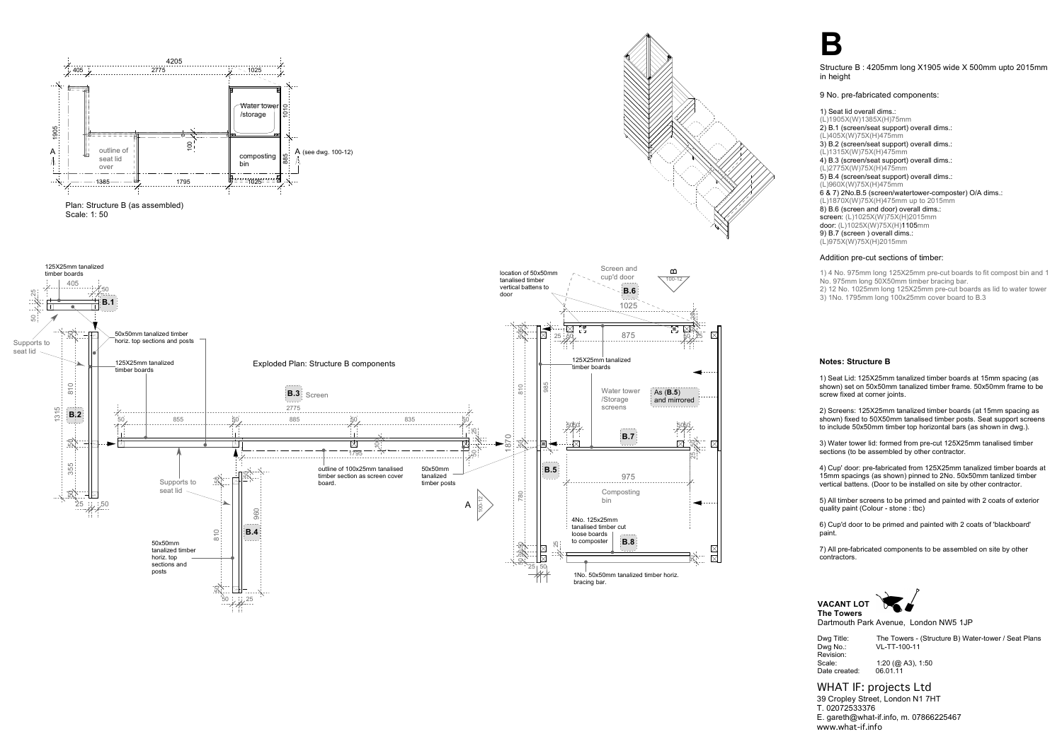# B

Structure B : 4205mm long X1905 wide X 500mm upto 2015mm in height

9 No. pre-fabricated components:

1) Seat lid overall dims.:
(L)1905X(W)1385X(H)75mm
2) B.1 (screen/seat support) overall dims.:
(L)405X(W)75X(H)475mm
3) B.2 (screen/seat support) overall dims.:
(L)1315X(W)75X(H)475mm
4) B.3 (screen/seat support) overall dims.:
(L)2775X(W)75X(H)475mm
5) B.4 (screen/seat support) overall dims.:
(L)960X(W)75X(H)475mm
6 & 7) 2No.B.5 (screen/watertower-composter) O/A dims.:
(L)1870X(W)75X(H)475mm up to 2015mm
8) B.6 (screen and door) overall dims.:
screen: (L)1025X(W)75X(H)2015mm
door: (L)1025X(W)75X(H)1105mm
9) B.7 (screen ) overall dims.:
(L)975X(W)75X(H)2015mm

Addition pre-cut sections of timber:

1) 4 No. 975mm long 125X25mm pre-cut boards to fit compost bin and 1 No. 975mm long 50X50mm timber bracing bar.
2) 12 No. 1025mm long 125X25mm pre-cut boards as lid to water tower
3) 1No. 1795mm long 100x25mm cover board to B.3

## Notes: Structure B

1) Seat Lid: 125X25mm tanalized timber boards at 15mm spacing (as shown) set on 50x50mm tanalized timber frame. 50x50mm frame to be screw fixed at corner joints.

2) Screens: 125X25mm tanalized timber boards (at 15mm spacing as shown) fixed to 50X50mm tanalised timber posts. Seat support screens to include 50x50mm timber top horizontal bars (as shown in dwg.).

3) Water tower lid: formed from pre-cut 125X25mm tanalised timber sections (to be assembled by other contractor.

4) Cup' door: pre-fabricated from 125X25mm tanalized timber boards at 15mm spacings (as shown) pinned to 2No. 50x50mm tanlized timber vertical battens. (Door to be installed on site by other contractor.

5) All timber screens to be primed and painted with 2 coats of exterior quality paint (Colour - stone : tbc)

6) Cup'd door to be primed and painted with 2 coats of 'blackboard' paint.

7) All pre-fabricated components to be assembled on site by other contractors.

**VACANT LOT**
**The Towers**
Dartmouth Park Avenue, London NW5 1JP

| | |
|---|---|
| Dwg Title: | The Towers - (Structure B) Water-tower / Seat Plans |
| Dwg No.: | VL-TT-100-11 |
| Revision: | |
| Scale: | 1:20 (@ A3), 1:50 |
| Date created: | 06.01.11 |

WHAT IF: projects Ltd
39 Cropley Street, London N1 7HT
T. 02072533376
E. gareth@what-if.info, m. 07866225467
www.what-if.info

Plan: Structure B (as assembled)
Scale: 1: 50

Exploded Plan: Structure B components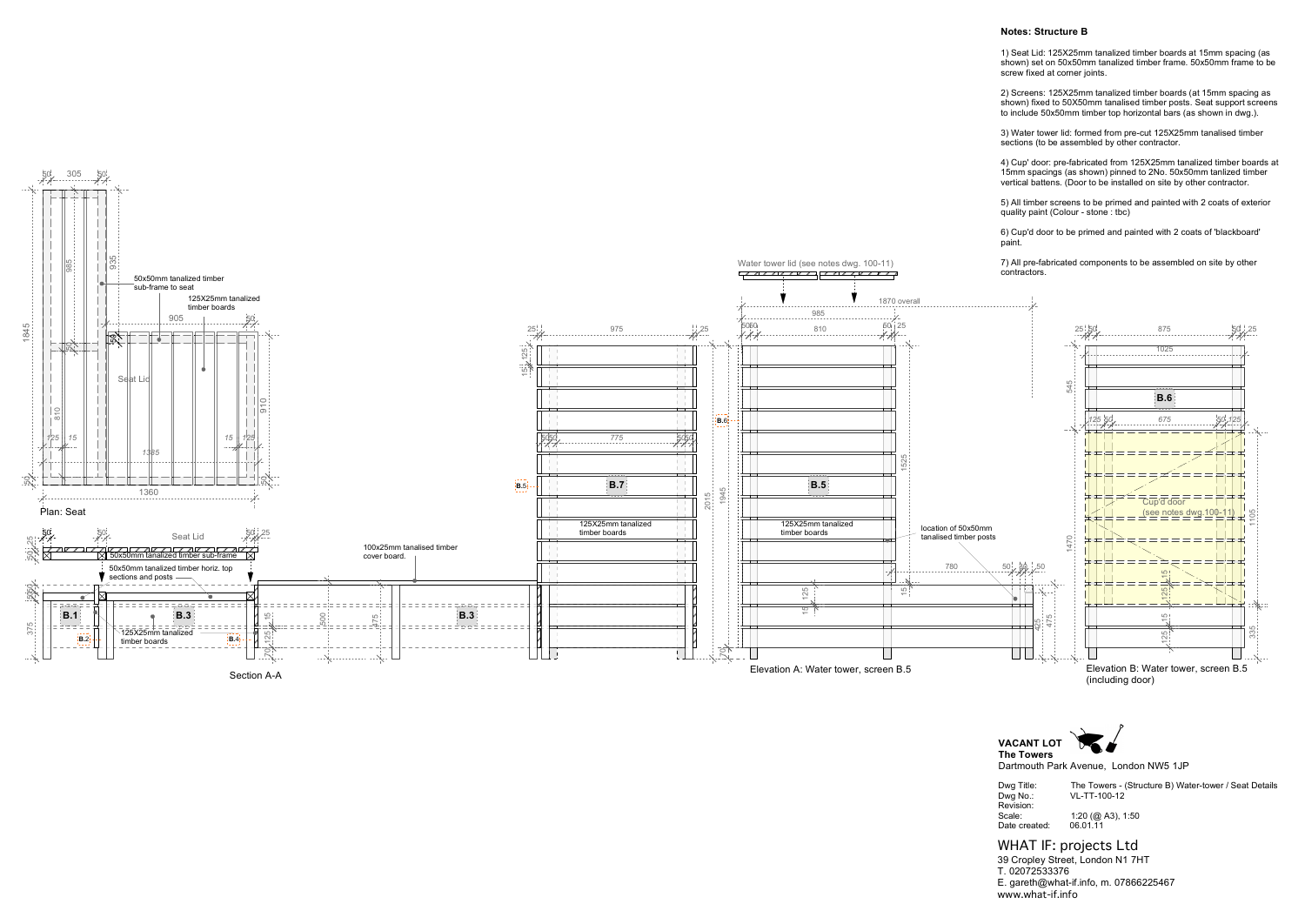## Notes: Structure B

1) Seat Lid: 125X25mm tanalized timber boards at 15mm spacing (as shown) set on 50x50mm tanalized timber frame. 50x50mm frame to be screw fixed at corner joints.

2) Screens: 125X25mm tanalized timber boards (at 15mm spacing as shown) fixed to 50X50mm tanalised timber posts. Seat support screens to include 50x50mm timber top horizontal bars (as shown in dwg.).

3) Water tower lid: formed from pre-cut 125X25mm tanalised timber sections (to be assembled by other contractor.

4) Cup' door: pre-fabricated from 125X25mm tanalized timber boards at 15mm spacings (as shown) pinned to 2No. 50x50mm tanlized timber vertical battens. (Door to be installed on site by other contractor.

5) All timber screens to be primed and painted with 2 coats of exterior quality paint (Colour - stone : tbc)

6) Cup'd door to be primed and painted with 2 coats of 'blackboard' paint.

7) All pre-fabricated components to be assembled on site by other contractors.

Plan: Seat

50x50mm tanalized timber sub-frame to seat

125X25mm tanalized timber boards

Seat Lid

Section A-A

Seat Lid

50x50mm tanalized timber sub-frame

50x50mm tanalized timber horiz. top sections and posts

125X25mm tanalized timber boards

100x25mm tanalised timber cover board.

B.1 B.2 B.3 B.4 B.3 B.5 B.7

125X25mm tanalized timber boards

Water tower lid (see notes dwg. 100-11)

1870 overall

B.5 B.6

125X25mm tanalized timber boards

location of 50x50mm tanalised timber posts

Elevation A: Water tower, screen B.5

B.6

Cup'd door (see notes dwg.100-11)

Elevation B: Water tower, screen B.5 (including door)

**VACANT LOT**
**The Towers**
Dartmouth Park Avenue, London NW5 1JP

| | |
|---|---|
| Dwg Title: | The Towers - (Structure B) Water-tower / Seat Details |
| Dwg No.: | VL-TT-100-12 |
| Revision: | |
| Scale: | 1:20 (@ A3), 1:50 |
| Date created: | 06.01.11 |

WHAT IF: projects Ltd
39 Cropley Street, London N1 7HT
T. 02072533376
E. gareth@what-if.info, m. 07866225467
www.what-if.info